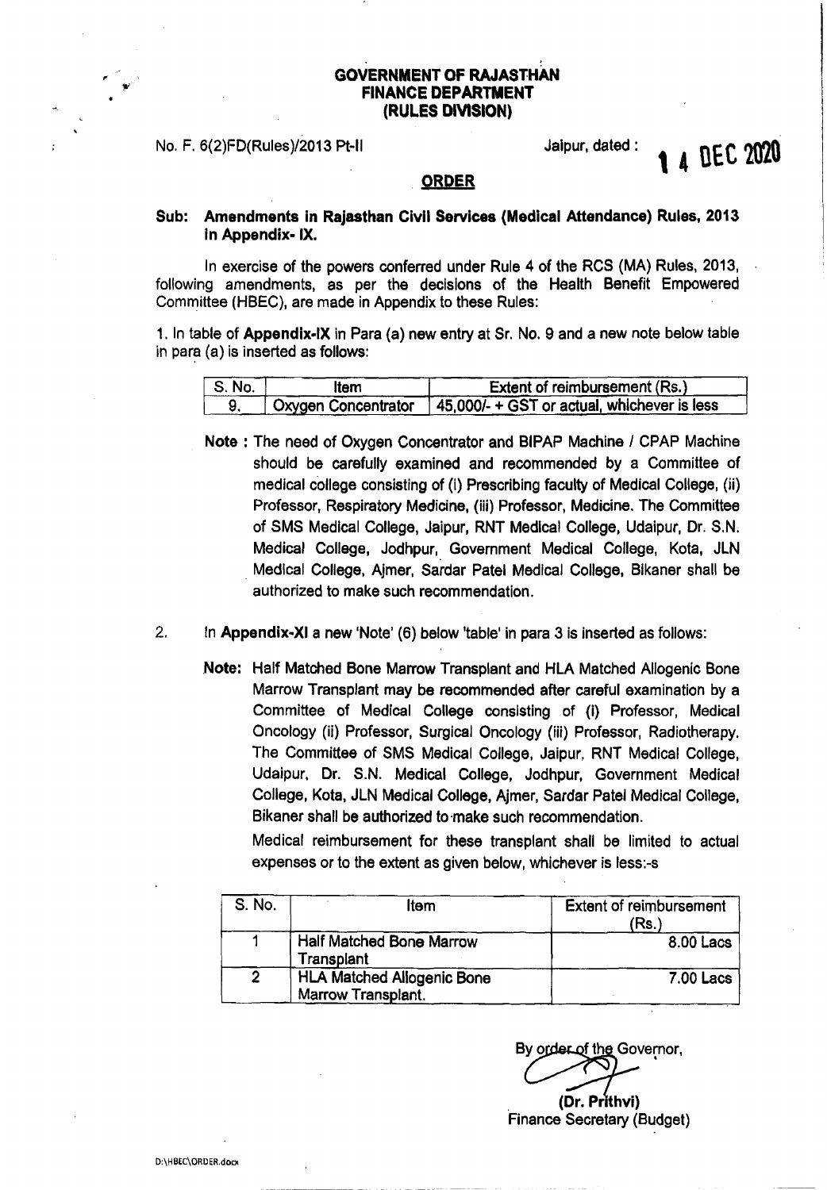# GOVERNMENT OF RAJASTHAN
## FINANCE DEPARTMENT
## (RULES DIVISION)

No. F. 6(2)FD(Rules)/2013 Pt-II

Jaipur, dated : 14 DEC 2020

### ORDER

**Sub: Amendments in Rajasthan Civil Services (Medical Attendance) Rules, 2013 in Appendix- IX.**

In exercise of the powers conferred under Rule 4 of the RCS (MA) Rules, 2013, following amendments, as per the decisions of the Health Benefit Empowered Committee (HBEC), are made in Appendix to these Rules:

1. In table of **Appendix-IX** in Para (a) new entry at Sr. No. 9 and a new note below table in para (a) is inserted as follows:

| S. No. | Item | Extent of reimbursement (Rs.) |
|---|---|---|
| 9. | Oxygen Concentrator | 45,000/- + GST or actual, whichever is less |

**Note :** The need of Oxygen Concentrator and BIPAP Machine / CPAP Machine should be carefully examined and recommended by a Committee of medical college consisting of (i) Prescribing faculty of Medical College, (ii) Professor, Respiratory Medicine, (iii) Professor, Medicine. The Committee of SMS Medical College, Jaipur, RNT Medical College, Udaipur, Dr. S.N. Medical College, Jodhpur, Government Medical College, Kota, JLN Medical College, Ajmer, Sardar Patel Medical College, Bikaner shall be authorized to make such recommendation.

2. In **Appendix-XI** a new 'Note' (6) below 'table' in para 3 is inserted as follows:

**Note:** Half Matched Bone Marrow Transplant and HLA Matched Allogenic Bone Marrow Transplant may be recommended after careful examination by a Committee of Medical College consisting of (i) Professor, Medical Oncology (ii) Professor, Surgical Oncology (iii) Professor, Radiotherapy. The Committee of SMS Medical College, Jaipur, RNT Medical College, Udaipur, Dr. S.N. Medical College, Jodhpur, Government Medical College, Kota, JLN Medical College, Ajmer, Sardar Patel Medical College, Bikaner shall be authorized to make such recommendation.

Medical reimbursement for these transplant shall be limited to actual expenses or to the extent as given below, whichever is less:-s

| S. No. | Item | Extent of reimbursement (Rs.) |
|---|---|---|
| 1 | Half Matched Bone Marrow Transplant | 8.00 Lacs |
| 2 | HLA Matched Allogenic Bone Marrow Transplant. | 7.00 Lacs |

By order of the Governor,

(Dr. Prithvi)
Finance Secretary (Budget)

D:\HBEC\ORDER.docx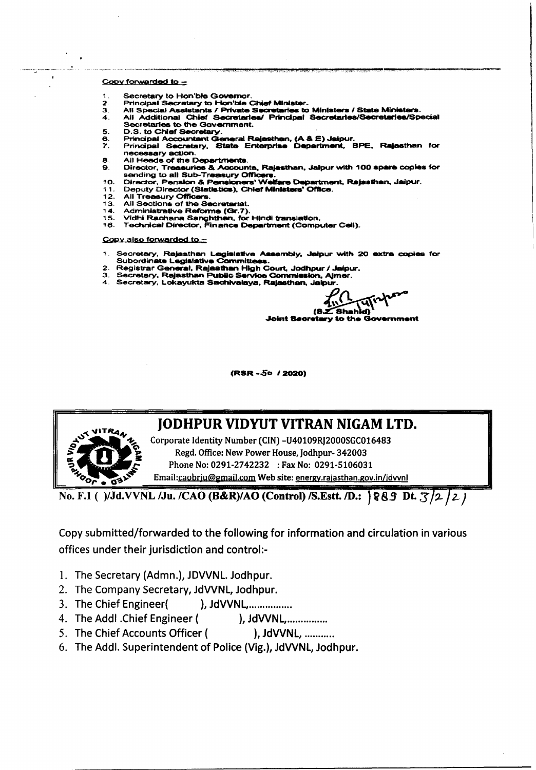Copy forwarded to –

1. Secretary to Hon'ble Governor.
2. Principal Secretary to Hon'ble Chief Minister.
3. All Special Assistants / Private Secretaries to Ministers / State Ministers.
4. All Additional Chief Secretaries/ Principal Secretaries/Secretaries/Special Secretaries to the Government.
5. D.S. to Chief Secretary.
6. Principal Accountant General Rajasthan, (A & E) Jaipur.
7. Principal Secretary, State Enterprise Department, BPE, Rajasthan for necessary action.
8. All Heads of the Departments.
9. Director, Treasuries & Accounts, Rajasthan, Jaipur with 100 spare copies for sending to all Sub-Treasury Officers.
10. Director, Pension & Pensioners' Welfare Department, Rajasthan, Jaipur.
11. Deputy Director (Statistics), Chief Ministers' Office.
12. All Treasury Officers.
13. All Sections of the Secretariat.
14. Administrative Reforms (Gr.7).
15. Vidhi Rachana Sanghthan, for Hindi translation.
16. Technical Director, Finance Department (Computer Cell).

Copy also forwarded to –

1. Secretary, Rajasthan Legislative Assembly, Jaipur with 20 extra copies for Subordinate Legislative Committees.
2. Registrar General, Rajasthan High Court, Jodhpur / Jaipur.
3. Secretary, Rajasthan Public Service Commission, Ajmer.
4. Secretary, Lokayukta Sachivalaya, Rajasthan, Jaipur.

(S.Z. Shahid)
Joint Secretary to the Government

(RSR -50 / 2020)

# JODHPUR VIDYUT VITRAN NIGAM LTD.

Corporate Identity Number (CIN) -U40109RJ2000SGC016483
Regd. Office: New Power House, Jodhpur- 342003
Phone No: 0291-2742232 : Fax No: 0291-5106031
Email:caobrju@gmail.com Web site: energy.rajasthan.gov.in/jdvvnl

**No. F.1 ( )/Jd.VVNL /Ju. /CAO (B&R)/AO (Control) /S.Estt. /D.: 1889 Dt. 3/2/21**

Copy submitted/forwarded to the following for information and circulation in various offices under their jurisdiction and control:-

1. The Secretary (Admn.), JDVVNL. Jodhpur.
2. The Company Secretary, JdVVNL, Jodhpur.
3. The Chief Engineer( ), JdVVNL,................
4. The Addl .Chief Engineer ( ), JdVVNL,...............
5. The Chief Accounts Officer ( ), JdVVNL, ...........
6. The Addl. Superintendent of Police (Vig.), JdVVNL, Jodhpur.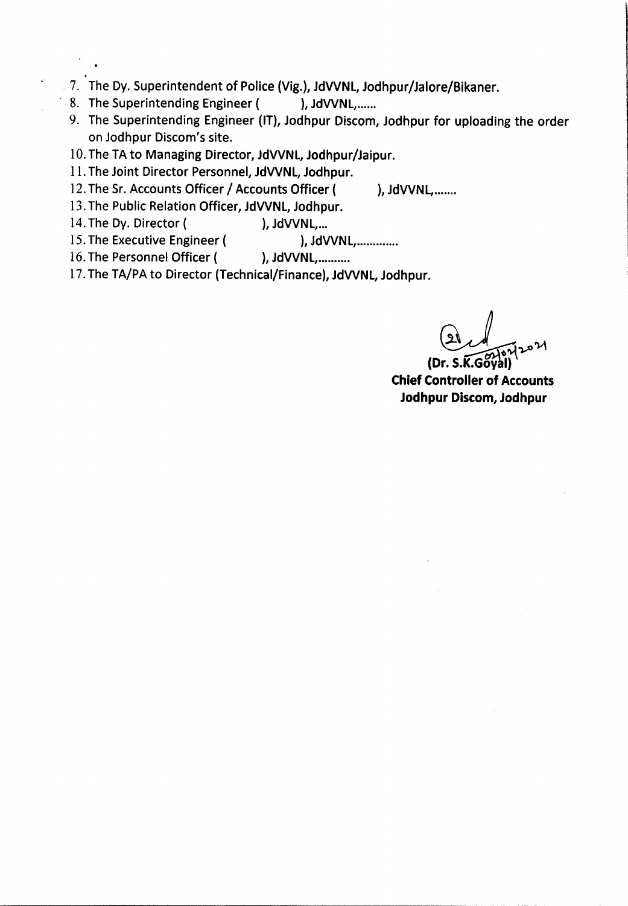7. The Dy. Superintendent of Police (Vig.), JdVVNL, Jodhpur/Jalore/Bikaner.
8. The Superintending Engineer ( ), JdVVNL,......
9. The Superintending Engineer (IT), Jodhpur Discom, Jodhpur for uploading the order on Jodhpur Discom's site.
10. The TA to Managing Director, JdVVNL, Jodhpur/Jaipur.
11. The Joint Director Personnel, JdVVNL, Jodhpur.
12. The Sr. Accounts Officer / Accounts Officer ( ), JdVVNL,.......
13. The Public Relation Officer, JdVVNL, Jodhpur.
14. The Dy. Director ( ), JdVVNL,...
15. The Executive Engineer ( ), JdVVNL,.............
16. The Personnel Officer ( ), JdVVNL,..........
17. The TA/PA to Director (Technical/Finance), JdVVNL, Jodhpur.

02/02/2021

**(Dr. S.K.Goyal)**
**Chief Controller of Accounts**
**Jodhpur Discom, Jodhpur**